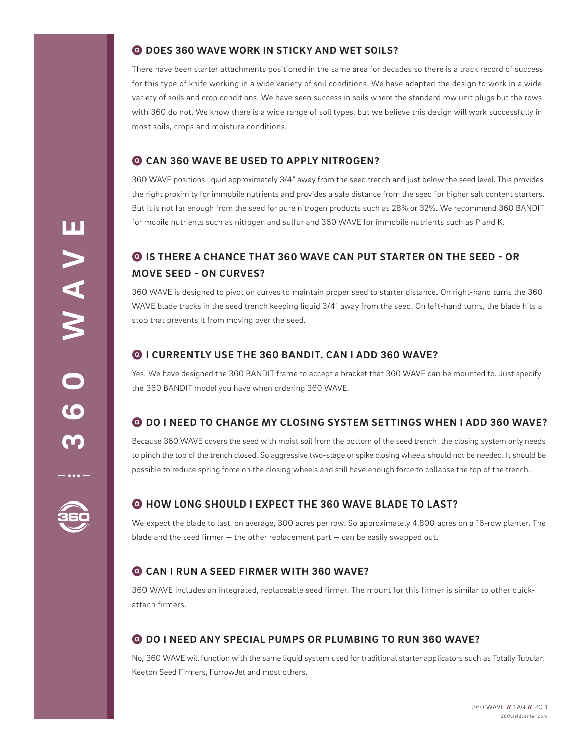## DOES 360 WAVE WORK IN STICKY AND WET SOILS?

There have been starter attachments positioned in the same area for decades so there is a track record of success for this type of knife working in a wide variety of soil conditions. We have adapted the design to work in a wide variety of soils and crop conditions. We have seen success in soils where the standard row unit plugs but the rows with 360 do not. We know there is a wide range of soil types, but we believe this design will work successfully in most soils, crops and moisture conditions.

## CAN 360 WAVE BE USED TO APPLY NITROGEN?

360 WAVE positions liquid approximately 3/4" away from the seed trench and just below the seed level. This provides the right proximity for immobile nutrients and provides a safe distance from the seed for higher salt content starters. But it is not far enough from the seed for pure nitrogen products such as 28% or 32%. We recommend 360 BANDIT for mobile nutrients such as nitrogen and sulfur and 360 WAVE for immobile nutrients such as P and K.

## IS THERE A CHANCE THAT 360 WAVE CAN PUT STARTER ON THE SEED - OR MOVE SEED - ON CURVES?

360 WAVE is designed to pivot on curves to maintain proper seed to starter distance. On right-hand turns the 360 WAVE blade tracks in the seed trench keeping liquid 3/4" away from the seed. On left-hand turns, the blade hits a stop that prevents it from moving over the seed.

## I CURRENTLY USE THE 360 BANDIT. CAN I ADD 360 WAVE?

Yes. We have designed the 360 BANDIT frame to accept a bracket that 360 WAVE can be mounted to. Just specify the 360 BANDIT model you have when ordering 360 WAVE.

## DO I NEED TO CHANGE MY CLOSING SYSTEM SETTINGS WHEN I ADD 360 WAVE?

Because 360 WAVE covers the seed with moist soil from the bottom of the seed trench, the closing system only needs to pinch the top of the trench closed. So aggressive two-stage or spike closing wheels should not be needed. It should be possible to reduce spring force on the closing wheels and still have enough force to collapse the top of the trench.

## HOW LONG SHOULD I EXPECT THE 360 WAVE BLADE TO LAST?

We expect the blade to last, on average, 300 acres per row. So approximately 4,800 acres on a 16-row planter. The blade and the seed firmer — the other replacement part — can be easily swapped out.

## CAN I RUN A SEED FIRMER WITH 360 WAVE?

360 WAVE includes an integrated, replaceable seed firmer. The mount for this firmer is similar to other quick-attach firmers.

## DO I NEED ANY SPECIAL PUMPS OR PLUMBING TO RUN 360 WAVE?

No, 360 WAVE will function with the same liquid system used for traditional starter applicators such as Totally Tubular, Keeton Seed Firmers, FurrowJet and most others.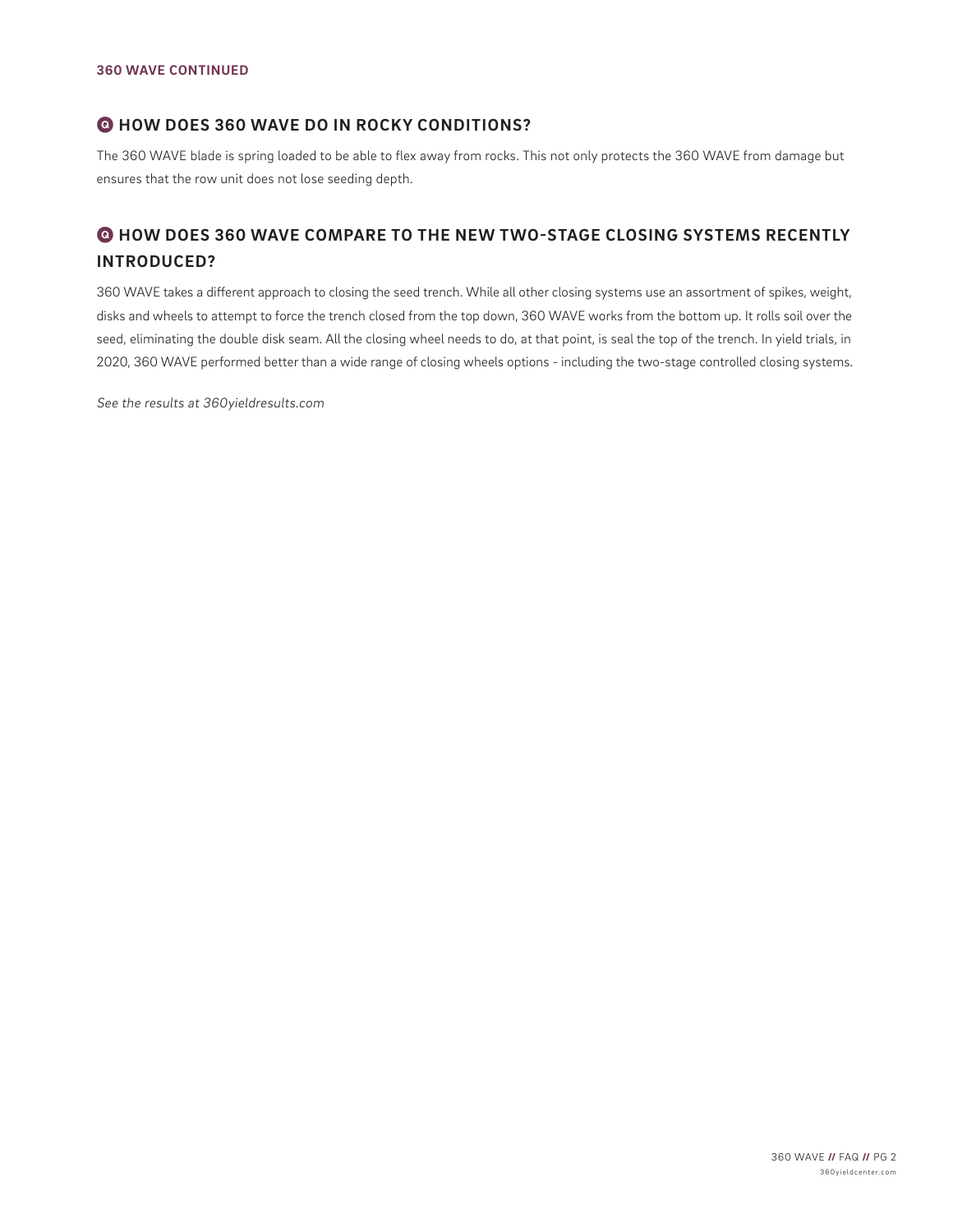**360 WAVE CONTINUED**

## Q HOW DOES 360 WAVE DO IN ROCKY CONDITIONS?

The 360 WAVE blade is spring loaded to be able to flex away from rocks. This not only protects the 360 WAVE from damage but ensures that the row unit does not lose seeding depth.

## Q HOW DOES 360 WAVE COMPARE TO THE NEW TWO-STAGE CLOSING SYSTEMS RECENTLY INTRODUCED?

360 WAVE takes a different approach to closing the seed trench. While all other closing systems use an assortment of spikes, weight, disks and wheels to attempt to force the trench closed from the top down, 360 WAVE works from the bottom up. It rolls soil over the seed, eliminating the double disk seam. All the closing wheel needs to do, at that point, is seal the top of the trench. In yield trials, in 2020, 360 WAVE performed better than a wide range of closing wheels options - including the two-stage controlled closing systems.

*See the results at 360yieldresults.com*